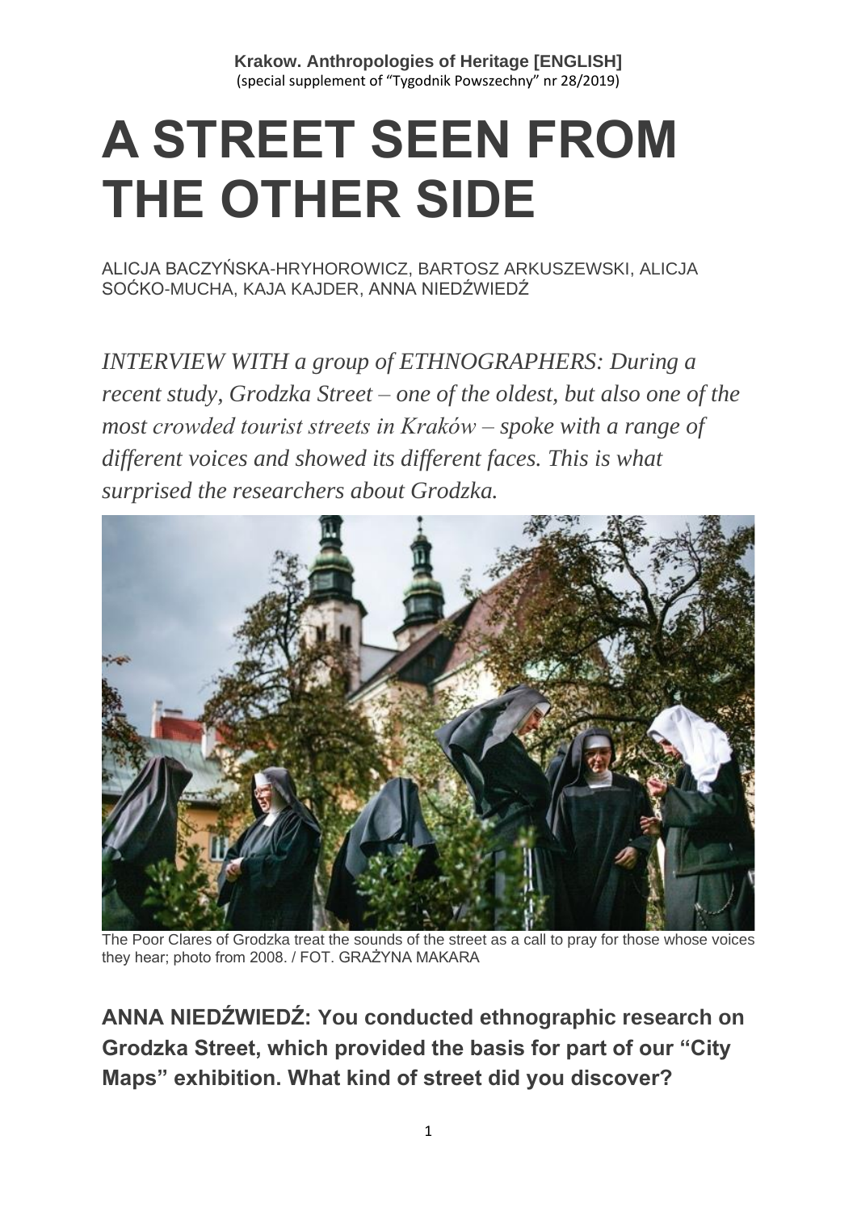**Krakow. Anthropologies of Heritage [ENGLISH]**
(special supplement of "Tygodnik Powszechny" nr 28/2019)

# A STREET SEEN FROM THE OTHER SIDE

ALICJA BACZYŃSKA-HRYHOROWICZ, BARTOSZ ARKUSZEWSKI, ALICJA SOĆKO-MUCHA, KAJA KAJDER, ANNA NIEDŹWIEDŹ

*INTERVIEW WITH a group of ETHNOGRAPHERS: During a recent study, Grodzka Street – one of the oldest, but also one of the most crowded tourist streets in Kraków – spoke with a range of different voices and showed its different faces. This is what surprised the researchers about Grodzka.*

The Poor Clares of Grodzka treat the sounds of the street as a call to pray for those whose voices they hear; photo from 2008. / FOT. GRAŻYNA MAKARA

**ANNA NIEDŹWIEDŹ: You conducted ethnographic research on Grodzka Street, which provided the basis for part of our "City Maps" exhibition. What kind of street did you discover?**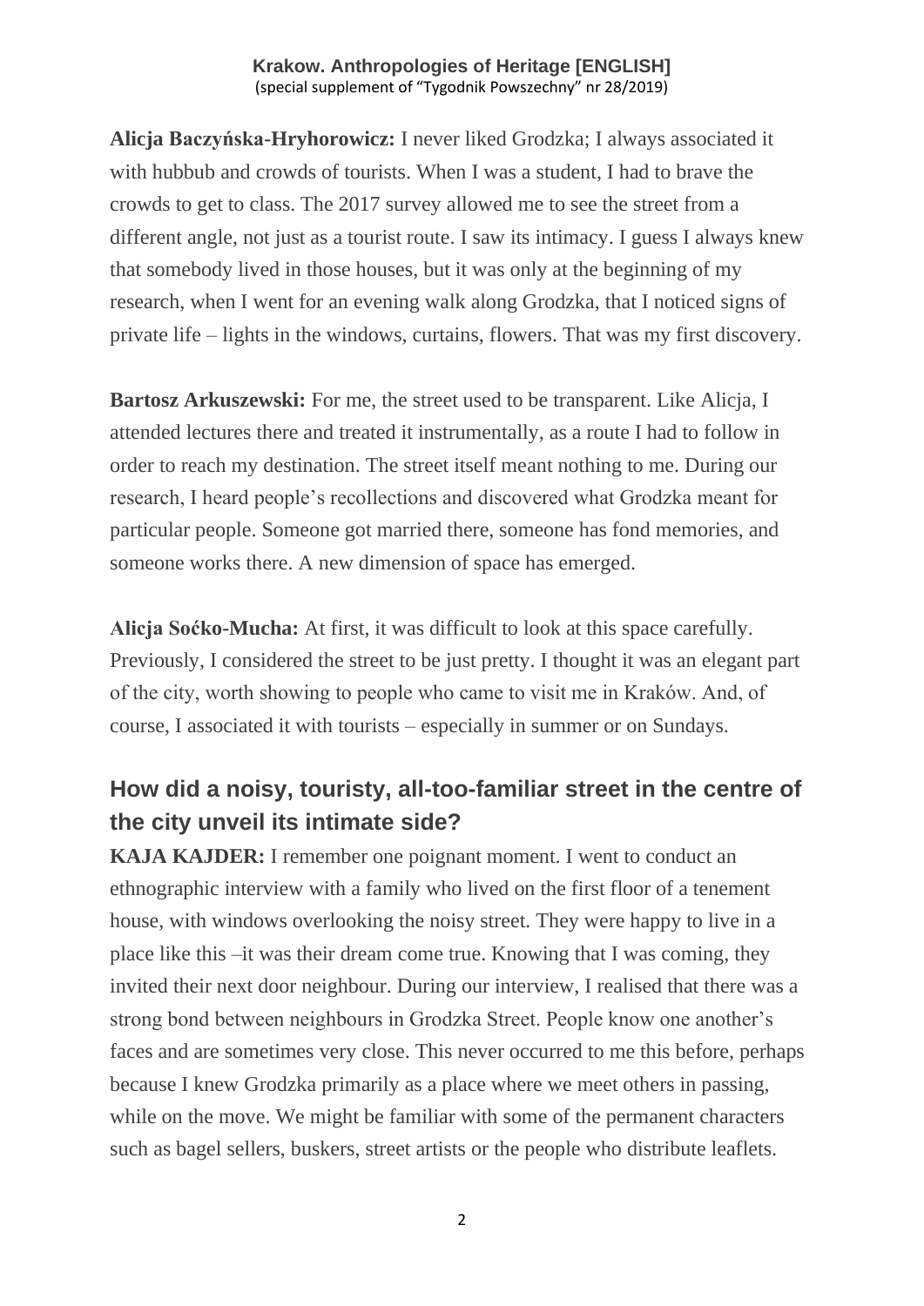**Alicja Baczyńska-Hryhorowicz:** I never liked Grodzka; I always associated it with hubbub and crowds of tourists. When I was a student, I had to brave the crowds to get to class. The 2017 survey allowed me to see the street from a different angle, not just as a tourist route. I saw its intimacy. I guess I always knew that somebody lived in those houses, but it was only at the beginning of my research, when I went for an evening walk along Grodzka, that I noticed signs of private life – lights in the windows, curtains, flowers. That was my first discovery.

**Bartosz Arkuszewski:** For me, the street used to be transparent. Like Alicja, I attended lectures there and treated it instrumentally, as a route I had to follow in order to reach my destination. The street itself meant nothing to me. During our research, I heard people's recollections and discovered what Grodzka meant for particular people. Someone got married there, someone has fond memories, and someone works there. A new dimension of space has emerged.

**Alicja Soćko-Mucha:** At first, it was difficult to look at this space carefully. Previously, I considered the street to be just pretty. I thought it was an elegant part of the city, worth showing to people who came to visit me in Kraków. And, of course, I associated it with tourists – especially in summer or on Sundays.

## How did a noisy, touristy, all-too-familiar street in the centre of the city unveil its intimate side?

**KAJA KAJDER:** I remember one poignant moment. I went to conduct an ethnographic interview with a family who lived on the first floor of a tenement house, with windows overlooking the noisy street. They were happy to live in a place like this –it was their dream come true. Knowing that I was coming, they invited their next door neighbour. During our interview, I realised that there was a strong bond between neighbours in Grodzka Street. People know one another's faces and are sometimes very close. This never occurred to me this before, perhaps because I knew Grodzka primarily as a place where we meet others in passing, while on the move. We might be familiar with some of the permanent characters such as bagel sellers, buskers, street artists or the people who distribute leaflets.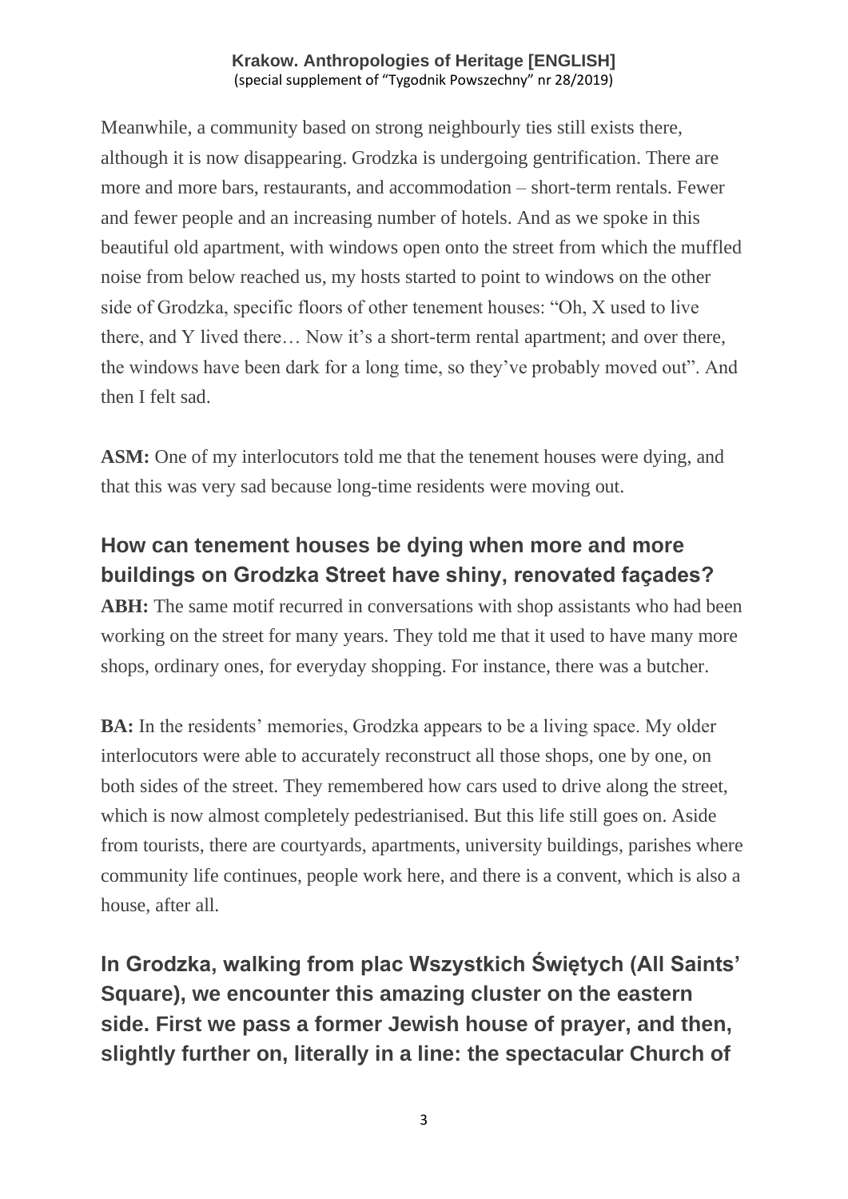Meanwhile, a community based on strong neighbourly ties still exists there, although it is now disappearing. Grodzka is undergoing gentrification. There are more and more bars, restaurants, and accommodation – short-term rentals. Fewer and fewer people and an increasing number of hotels. And as we spoke in this beautiful old apartment, with windows open onto the street from which the muffled noise from below reached us, my hosts started to point to windows on the other side of Grodzka, specific floors of other tenement houses: "Oh, X used to live there, and Y lived there… Now it's a short-term rental apartment; and over there, the windows have been dark for a long time, so they've probably moved out". And then I felt sad.

**ASM:** One of my interlocutors told me that the tenement houses were dying, and that this was very sad because long-time residents were moving out.

## How can tenement houses be dying when more and more buildings on Grodzka Street have shiny, renovated façades?

**ABH:** The same motif recurred in conversations with shop assistants who had been working on the street for many years. They told me that it used to have many more shops, ordinary ones, for everyday shopping. For instance, there was a butcher.

**BA:** In the residents' memories, Grodzka appears to be a living space. My older interlocutors were able to accurately reconstruct all those shops, one by one, on both sides of the street. They remembered how cars used to drive along the street, which is now almost completely pedestrianised. But this life still goes on. Aside from tourists, there are courtyards, apartments, university buildings, parishes where community life continues, people work here, and there is a convent, which is also a house, after all.

## In Grodzka, walking from plac Wszystkich Świętych (All Saints' Square), we encounter this amazing cluster on the eastern side. First we pass a former Jewish house of prayer, and then, slightly further on, literally in a line: the spectacular Church of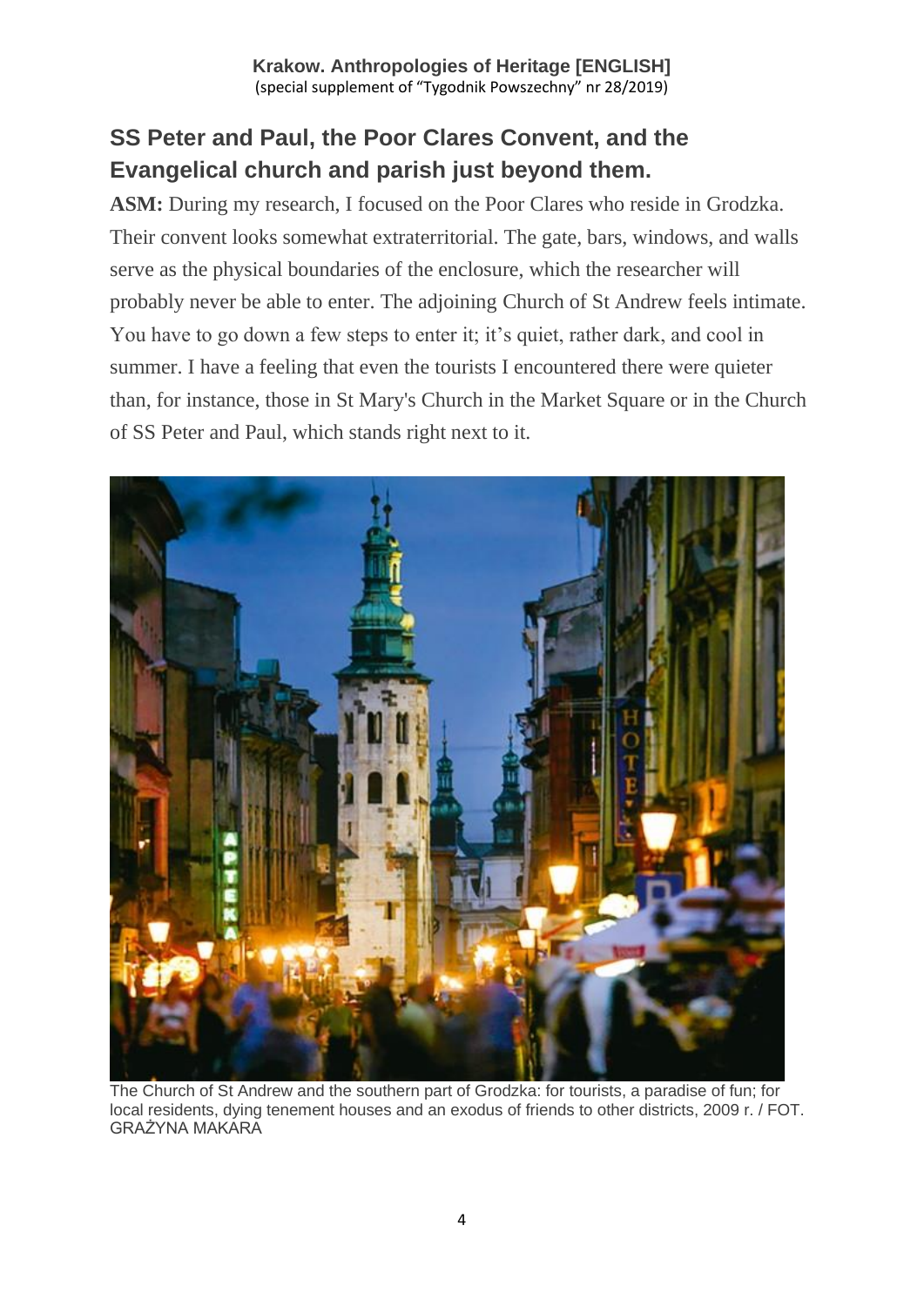## SS Peter and Paul, the Poor Clares Convent, and the Evangelical church and parish just beyond them.

**ASM:** During my research, I focused on the Poor Clares who reside in Grodzka. Their convent looks somewhat extraterritorial. The gate, bars, windows, and walls serve as the physical boundaries of the enclosure, which the researcher will probably never be able to enter. The adjoining Church of St Andrew feels intimate. You have to go down a few steps to enter it; it's quiet, rather dark, and cool in summer. I have a feeling that even the tourists I encountered there were quieter than, for instance, those in St Mary's Church in the Market Square or in the Church of SS Peter and Paul, which stands right next to it.

The Church of St Andrew and the southern part of Grodzka: for tourists, a paradise of fun; for local residents, dying tenement houses and an exodus of friends to other districts, 2009 r. / FOT. GRAŻYNA MAKARA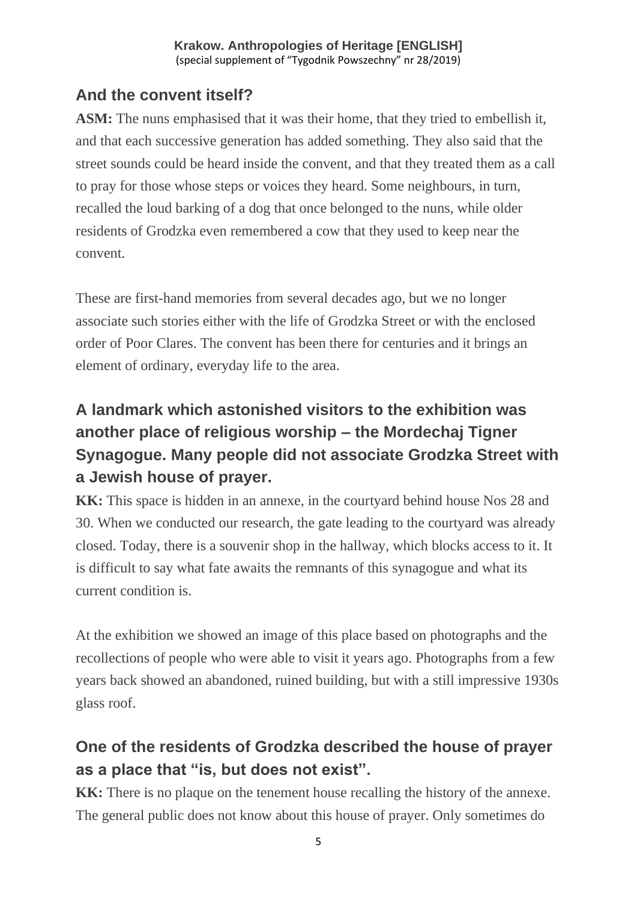## And the convent itself?

**ASM:** The nuns emphasised that it was their home, that they tried to embellish it, and that each successive generation has added something. They also said that the street sounds could be heard inside the convent, and that they treated them as a call to pray for those whose steps or voices they heard. Some neighbours, in turn, recalled the loud barking of a dog that once belonged to the nuns, while older residents of Grodzka even remembered a cow that they used to keep near the convent.

These are first-hand memories from several decades ago, but we no longer associate such stories either with the life of Grodzka Street or with the enclosed order of Poor Clares. The convent has been there for centuries and it brings an element of ordinary, everyday life to the area.

## A landmark which astonished visitors to the exhibition was another place of religious worship – the Mordechaj Tigner Synagogue. Many people did not associate Grodzka Street with a Jewish house of prayer.

**KK:** This space is hidden in an annexe, in the courtyard behind house Nos 28 and 30. When we conducted our research, the gate leading to the courtyard was already closed. Today, there is a souvenir shop in the hallway, which blocks access to it. It is difficult to say what fate awaits the remnants of this synagogue and what its current condition is.

At the exhibition we showed an image of this place based on photographs and the recollections of people who were able to visit it years ago. Photographs from a few years back showed an abandoned, ruined building, but with a still impressive 1930s glass roof.

## One of the residents of Grodzka described the house of prayer as a place that "is, but does not exist".

**KK:** There is no plaque on the tenement house recalling the history of the annexe. The general public does not know about this house of prayer. Only sometimes do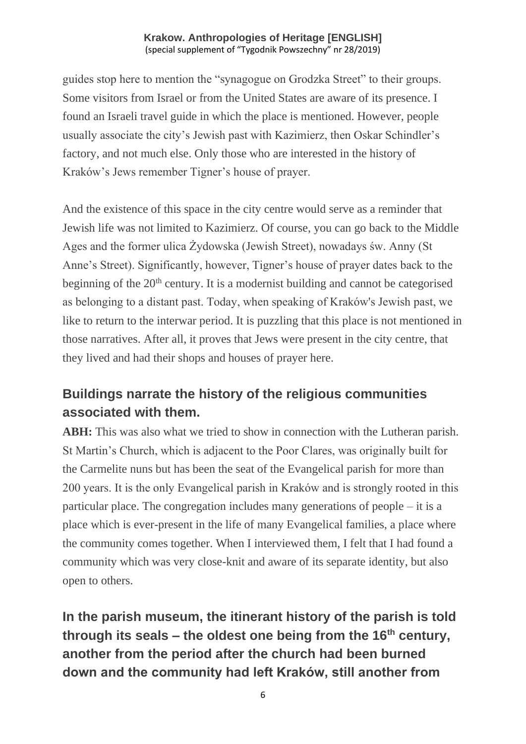guides stop here to mention the "synagogue on Grodzka Street" to their groups. Some visitors from Israel or from the United States are aware of its presence. I found an Israeli travel guide in which the place is mentioned. However, people usually associate the city's Jewish past with Kazimierz, then Oskar Schindler's factory, and not much else. Only those who are interested in the history of Kraków's Jews remember Tigner's house of prayer.

And the existence of this space in the city centre would serve as a reminder that Jewish life was not limited to Kazimierz. Of course, you can go back to the Middle Ages and the former ulica Żydowska (Jewish Street), nowadays św. Anny (St Anne's Street). Significantly, however, Tigner's house of prayer dates back to the beginning of the 20th century. It is a modernist building and cannot be categorised as belonging to a distant past. Today, when speaking of Kraków's Jewish past, we like to return to the interwar period. It is puzzling that this place is not mentioned in those narratives. After all, it proves that Jews were present in the city centre, that they lived and had their shops and houses of prayer here.

## Buildings narrate the history of the religious communities associated with them.

**ABH:** This was also what we tried to show in connection with the Lutheran parish. St Martin's Church, which is adjacent to the Poor Clares, was originally built for the Carmelite nuns but has been the seat of the Evangelical parish for more than 200 years. It is the only Evangelical parish in Kraków and is strongly rooted in this particular place. The congregation includes many generations of people – it is a place which is ever-present in the life of many Evangelical families, a place where the community comes together. When I interviewed them, I felt that I had found a community which was very close-knit and aware of its separate identity, but also open to others.

## In the parish museum, the itinerant history of the parish is told through its seals – the oldest one being from the 16th century, another from the period after the church had been burned down and the community had left Kraków, still another from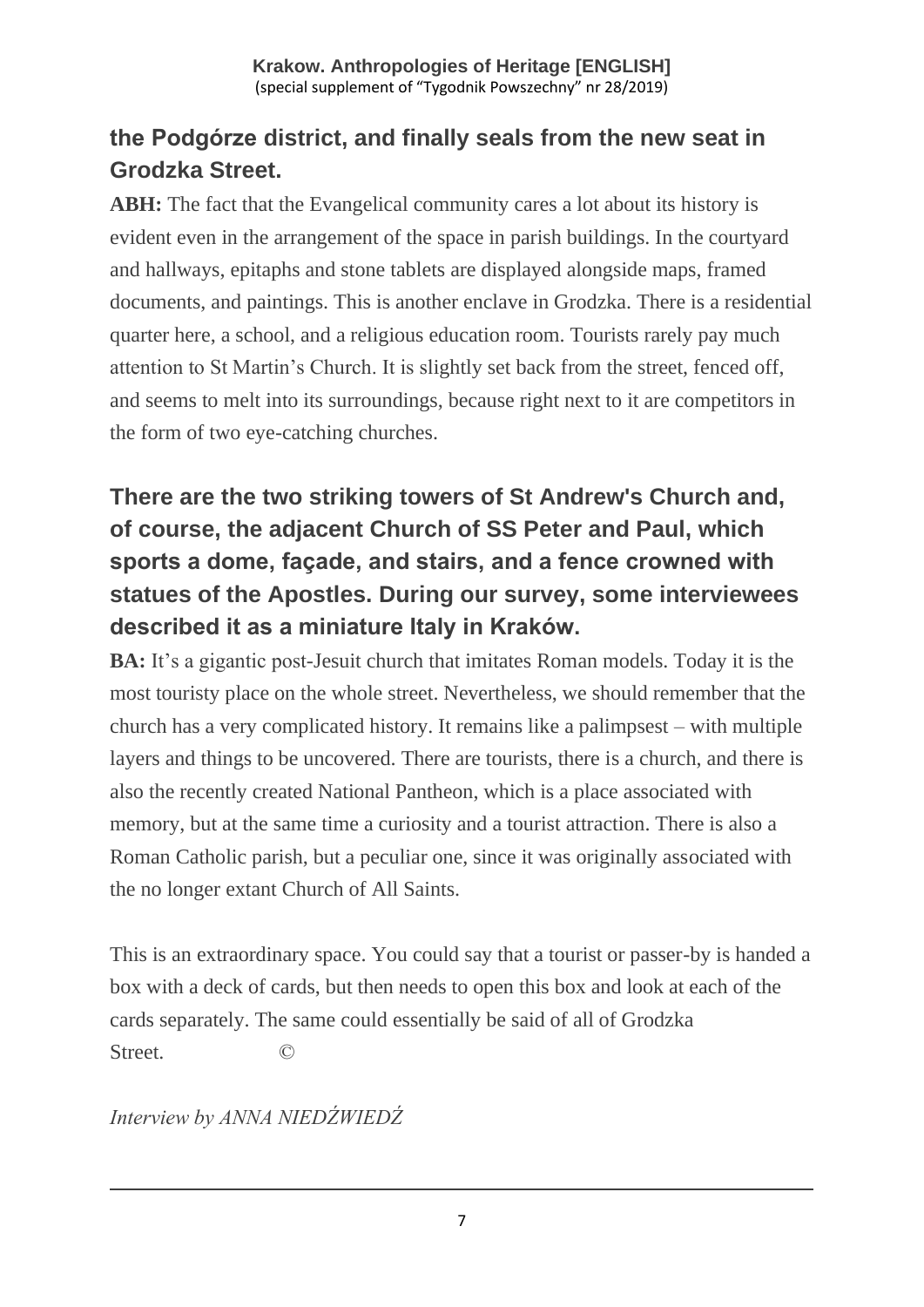**the Podgórze district, and finally seals from the new seat in Grodzka Street.**

**ABH:** The fact that the Evangelical community cares a lot about its history is evident even in the arrangement of the space in parish buildings. In the courtyard and hallways, epitaphs and stone tablets are displayed alongside maps, framed documents, and paintings. This is another enclave in Grodzka. There is a residential quarter here, a school, and a religious education room. Tourists rarely pay much attention to St Martin's Church. It is slightly set back from the street, fenced off, and seems to melt into its surroundings, because right next to it are competitors in the form of two eye-catching churches.

**There are the two striking towers of St Andrew's Church and, of course, the adjacent Church of SS Peter and Paul, which sports a dome, façade, and stairs, and a fence crowned with statues of the Apostles. During our survey, some interviewees described it as a miniature Italy in Kraków.**

**BA:** It's a gigantic post-Jesuit church that imitates Roman models. Today it is the most touristy place on the whole street. Nevertheless, we should remember that the church has a very complicated history. It remains like a palimpsest – with multiple layers and things to be uncovered. There are tourists, there is a church, and there is also the recently created National Pantheon, which is a place associated with memory, but at the same time a curiosity and a tourist attraction. There is also a Roman Catholic parish, but a peculiar one, since it was originally associated with the no longer extant Church of All Saints.

This is an extraordinary space. You could say that a tourist or passer-by is handed a box with a deck of cards, but then needs to open this box and look at each of the cards separately. The same could essentially be said of all of Grodzka Street. ©

*Interview by ANNA NIEDŹWIEDŹ*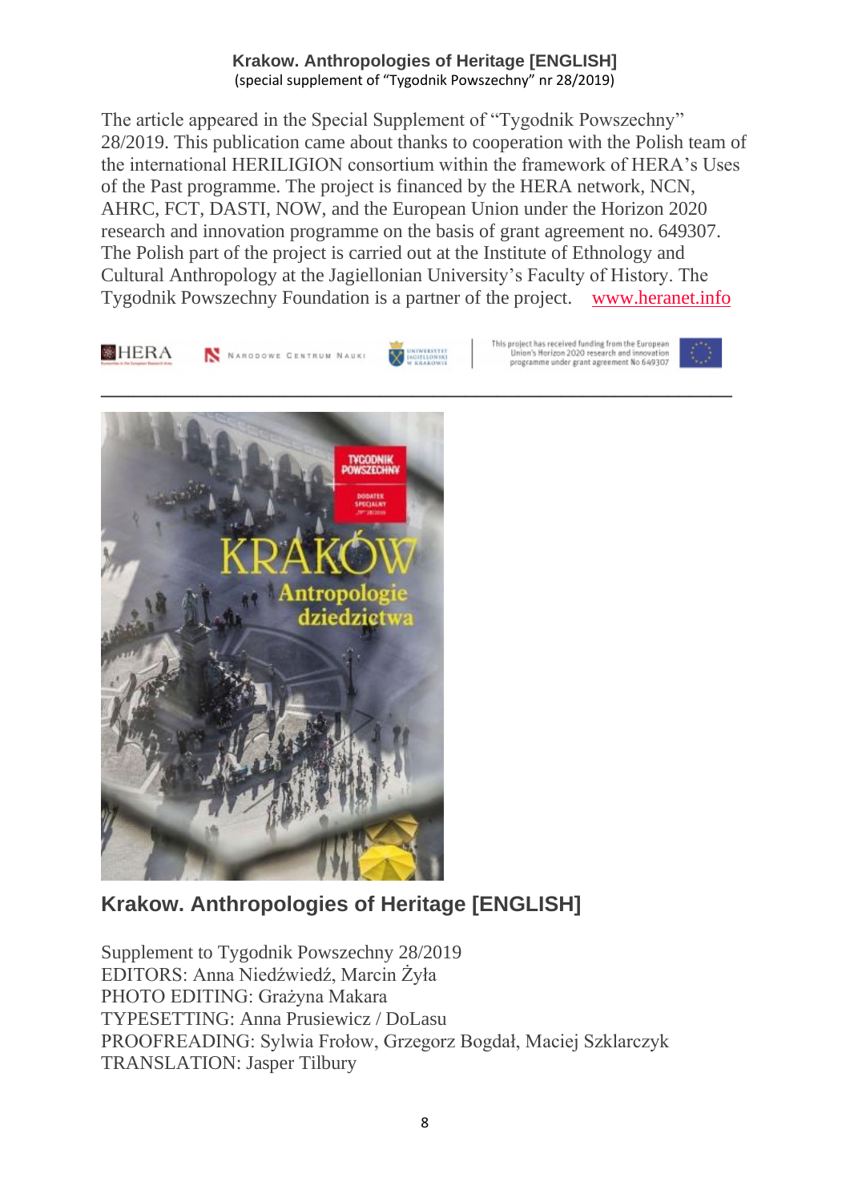The article appeared in the Special Supplement of “Tygodnik Powszechny” 28/2019. This publication came about thanks to cooperation with the Polish team of the international HERILIGION consortium within the framework of HERA’s Uses of the Past programme. The project is financed by the HERA network, NCN, AHRC, FCT, DASTI, NOW, and the European Union under the Horizon 2020 research and innovation programme on the basis of grant agreement no. 649307. The Polish part of the project is carried out at the Institute of Ethnology and Cultural Anthropology at the Jagiellonian University’s Faculty of History. The Tygodnik Powszechny Foundation is a partner of the project. [www.heranet.info](http://www.heranet.info)

---

## Krakow. Anthropologies of Heritage [ENGLISH]

Supplement to Tygodnik Powszechny 28/2019
EDITORS: Anna Niedźwiedź, Marcin Żyła
PHOTO EDITING: Grażyna Makara
TYPESETTING: Anna Prusiewicz / DoLasu
PROOFREADING: Sylwia Frołow, Grzegorz Bogdał, Maciej Szklarczyk
TRANSLATION: Jasper Tilbury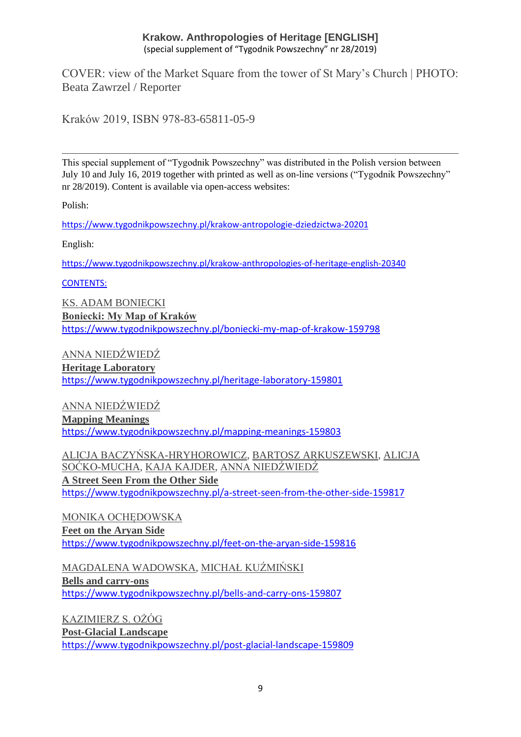**Krakow. Anthropologies of Heritage [ENGLISH]**
(special supplement of "Tygodnik Powszechny" nr 28/2019)

COVER: view of the Market Square from the tower of St Mary's Church | PHOTO: Beata Zawrzel / Reporter

Kraków 2019, ISBN 978-83-65811-05-9

---

This special supplement of "Tygodnik Powszechny" was distributed in the Polish version between July 10 and July 16, 2019 together with printed as well as on-line versions ("Tygodnik Powszechny" nr 28/2019). Content is available via open-access websites:

Polish:

https://www.tygodnikpowszechny.pl/krakow-antropologie-dziedzictwa-20201

English:

https://www.tygodnikpowszechny.pl/krakow-anthropologies-of-heritage-english-20340

CONTENTS:

KS. ADAM BONIECKI
**Boniecki: My Map of Kraków**
https://www.tygodnikpowszechny.pl/boniecki-my-map-of-krakow-159798

ANNA NIEDŹWIEDŹ
**Heritage Laboratory**
https://www.tygodnikpowszechny.pl/heritage-laboratory-159801

ANNA NIEDŹWIEDŹ
**Mapping Meanings**
https://www.tygodnikpowszechny.pl/mapping-meanings-159803

ALICJA BACZYŃSKA-HRYHOROWICZ, BARTOSZ ARKUSZEWSKI, ALICJA SOĆKO-MUCHA, KAJA KAJDER, ANNA NIEDŹWIEDŹ
**A Street Seen From the Other Side**
https://www.tygodnikpowszechny.pl/a-street-seen-from-the-other-side-159817

MONIKA OCHĘDOWSKA
**Feet on the Aryan Side**
https://www.tygodnikpowszechny.pl/feet-on-the-aryan-side-159816

MAGDALENA WADOWSKA, MICHAŁ KUŹMIŃSKI
**Bells and carry-ons**
https://www.tygodnikpowszechny.pl/bells-and-carry-ons-159807

KAZIMIERZ S. OŻÓG
**Post-Glacial Landscape**
https://www.tygodnikpowszechny.pl/post-glacial-landscape-159809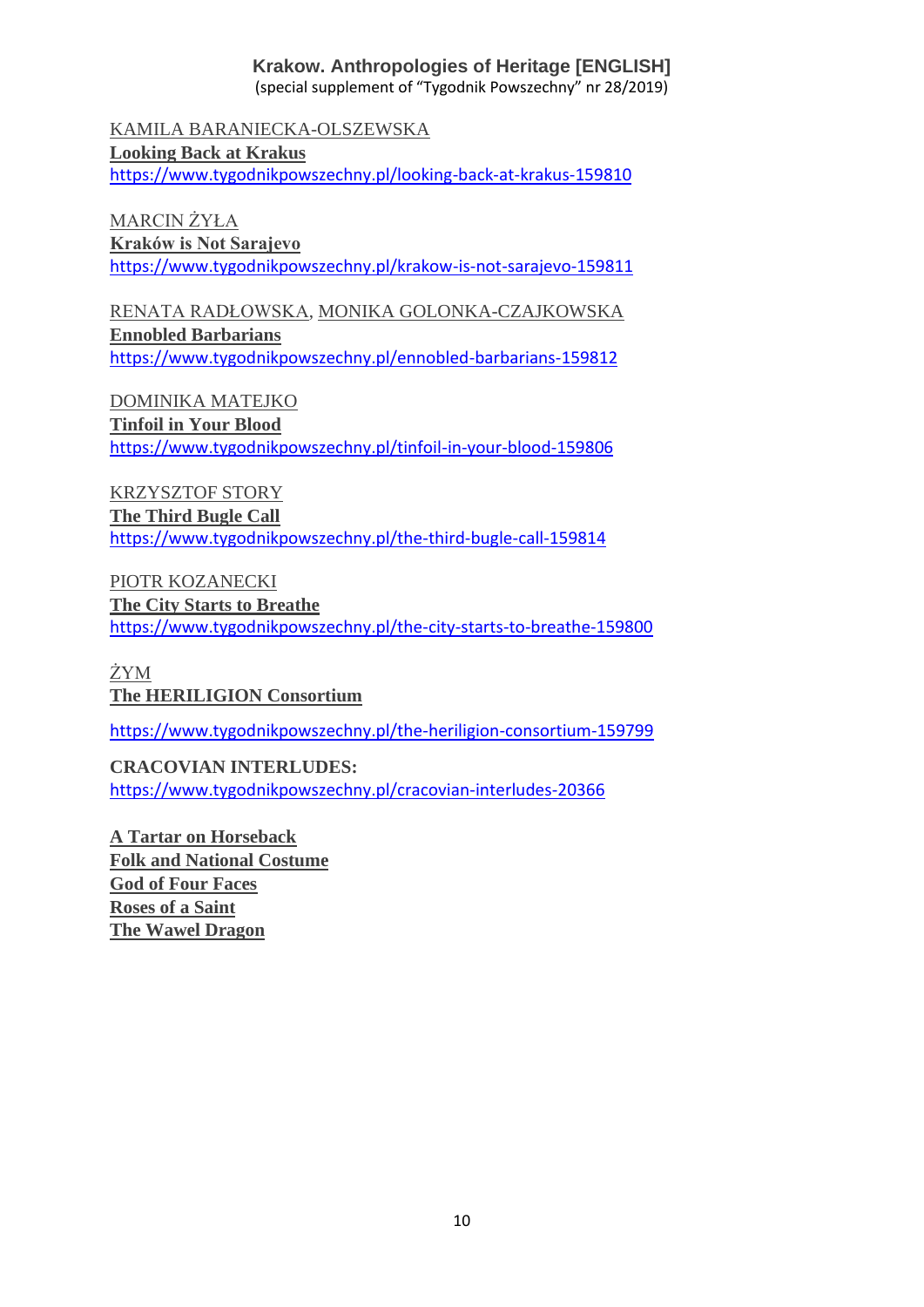**Krakow. Anthropologies of Heritage [ENGLISH]**
(special supplement of “Tygodnik Powszechny” nr 28/2019)

KAMILA BARANIECKA-OLSZEWSKA
**Looking Back at Krakus**
https://www.tygodnikpowszechny.pl/looking-back-at-krakus-159810

MARCIN ŻYŁA
**Kraków is Not Sarajevo**
https://www.tygodnikpowszechny.pl/krakow-is-not-sarajevo-159811

RENATA RADŁOWSKA, MONIKA GOLONKA-CZAJKOWSKA
**Ennobled Barbarians**
https://www.tygodnikpowszechny.pl/ennobled-barbarians-159812

DOMINIKA MATEJKO
**Tinfoil in Your Blood**
https://www.tygodnikpowszechny.pl/tinfoil-in-your-blood-159806

KRZYSZTOF STORY
**The Third Bugle Call**
https://www.tygodnikpowszechny.pl/the-third-bugle-call-159814

PIOTR KOZANECKI
**The City Starts to Breathe**
https://www.tygodnikpowszechny.pl/the-city-starts-to-breathe-159800

ŻYM
**The HERILIGION Consortium**

https://www.tygodnikpowszechny.pl/the-heriligion-consortium-159799

**CRACOVIAN INTERLUDES:**
https://www.tygodnikpowszechny.pl/cracovian-interludes-20366

**A Tartar on Horseback**
**Folk and National Costume**
**God of Four Faces**
**Roses of a Saint**
**The Wawel Dragon**